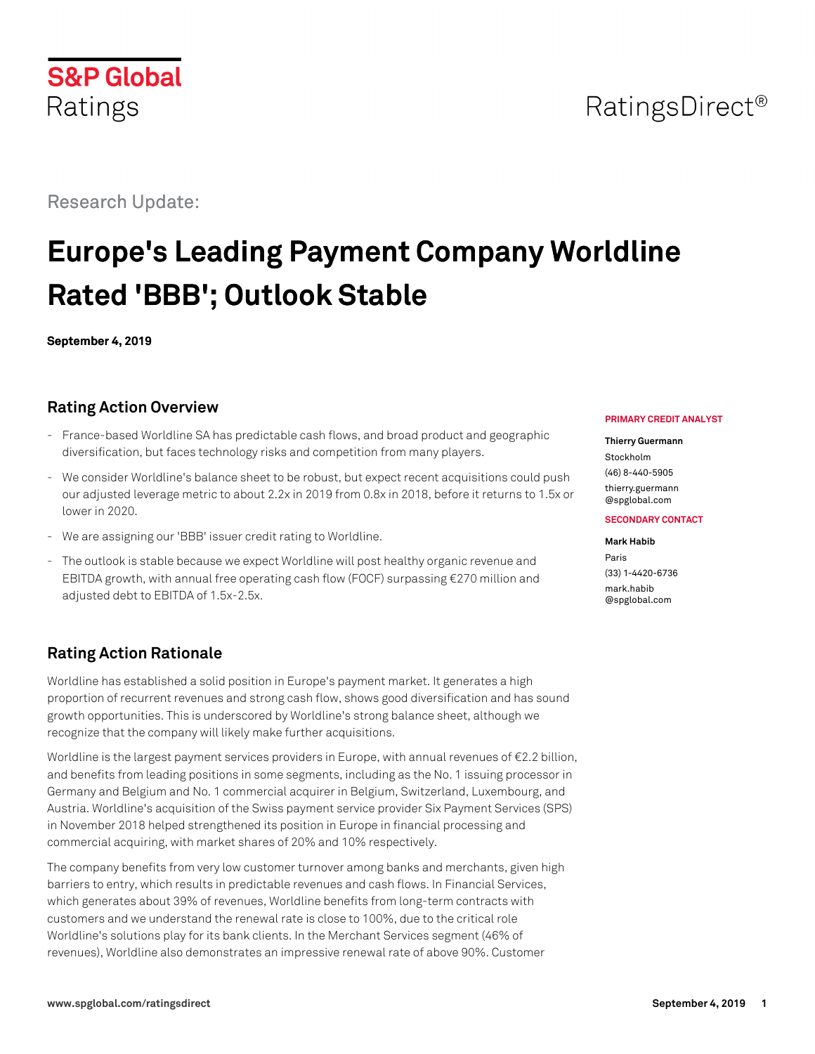S&P Global Ratings

RatingsDirect®

Research Update:

# Europe's Leading Payment Company Worldline Rated 'BBB'; Outlook Stable

**September 4, 2019**

## Rating Action Overview

- France-based Worldline SA has predictable cash flows, and broad product and geographic diversification, but faces technology risks and competition from many players.
- We consider Worldline's balance sheet to be robust, but expect recent acquisitions could push our adjusted leverage metric to about 2.2x in 2019 from 0.8x in 2018, before it returns to 1.5x or lower in 2020.
- We are assigning our 'BBB' issuer credit rating to Worldline.
- The outlook is stable because we expect Worldline will post healthy organic revenue and EBITDA growth, with annual free operating cash flow (FOCF) surpassing €270 million and adjusted debt to EBITDA of 1.5x-2.5x.

**PRIMARY CREDIT ANALYST**

**Thierry Guermann**
Stockholm
(46) 8-440-5905
thierry.guermann
@spglobal.com

**SECONDARY CONTACT**

**Mark Habib**
Paris
(33) 1-4420-6736
mark.habib
@spglobal.com

## Rating Action Rationale

Worldline has established a solid position in Europe's payment market. It generates a high proportion of recurrent revenues and strong cash flow, shows good diversification and has sound growth opportunities. This is underscored by Worldline's strong balance sheet, although we recognize that the company will likely make further acquisitions.

Worldline is the largest payment services providers in Europe, with annual revenues of €2.2 billion, and benefits from leading positions in some segments, including as the No. 1 issuing processor in Germany and Belgium and No. 1 commercial acquirer in Belgium, Switzerland, Luxembourg, and Austria. Worldline's acquisition of the Swiss payment service provider Six Payment Services (SPS) in November 2018 helped strengthened its position in Europe in financial processing and commercial acquiring, with market shares of 20% and 10% respectively.

The company benefits from very low customer turnover among banks and merchants, given high barriers to entry, which results in predictable revenues and cash flows. In Financial Services, which generates about 39% of revenues, Worldline benefits from long-term contracts with customers and we understand the renewal rate is close to 100%, due to the critical role Worldline's solutions play for its bank clients. In the Merchant Services segment (46% of revenues), Worldline also demonstrates an impressive renewal rate of above 90%. Customer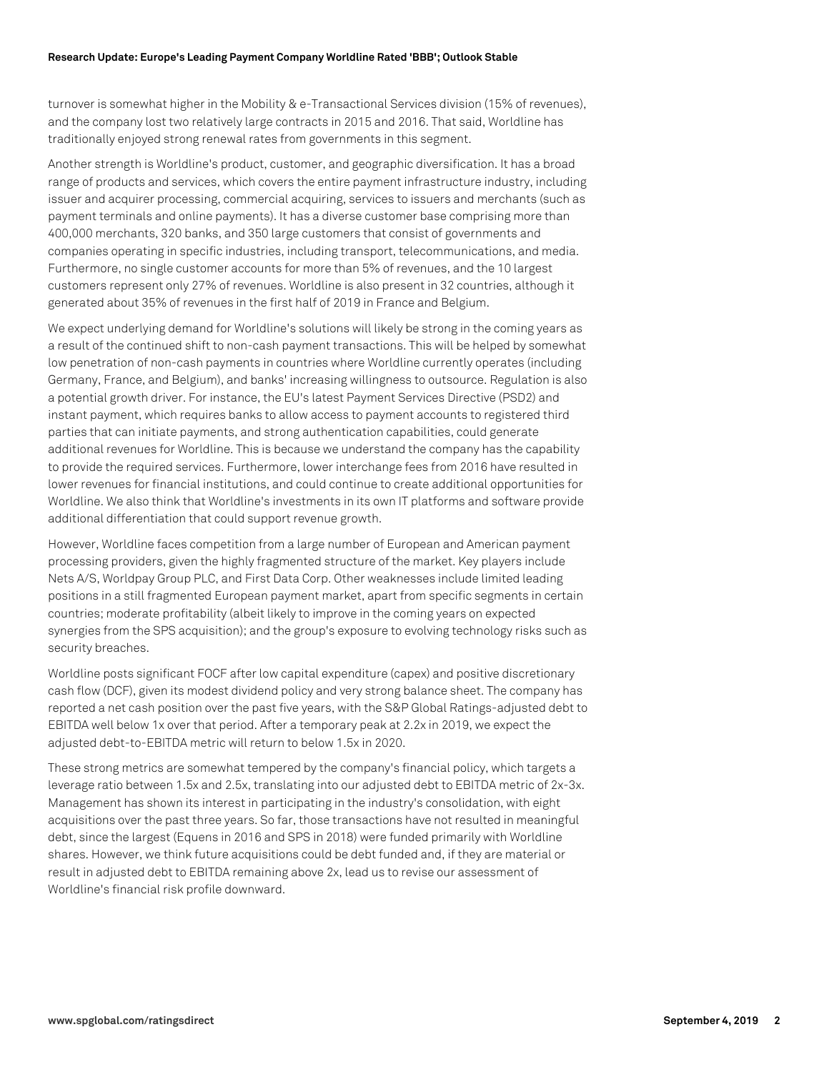turnover is somewhat higher in the Mobility & e-Transactional Services division (15% of revenues), and the company lost two relatively large contracts in 2015 and 2016. That said, Worldline has traditionally enjoyed strong renewal rates from governments in this segment.

Another strength is Worldline's product, customer, and geographic diversification. It has a broad range of products and services, which covers the entire payment infrastructure industry, including issuer and acquirer processing, commercial acquiring, services to issuers and merchants (such as payment terminals and online payments). It has a diverse customer base comprising more than 400,000 merchants, 320 banks, and 350 large customers that consist of governments and companies operating in specific industries, including transport, telecommunications, and media. Furthermore, no single customer accounts for more than 5% of revenues, and the 10 largest customers represent only 27% of revenues. Worldline is also present in 32 countries, although it generated about 35% of revenues in the first half of 2019 in France and Belgium.

We expect underlying demand for Worldline's solutions will likely be strong in the coming years as a result of the continued shift to non-cash payment transactions. This will be helped by somewhat low penetration of non-cash payments in countries where Worldline currently operates (including Germany, France, and Belgium), and banks' increasing willingness to outsource. Regulation is also a potential growth driver. For instance, the EU's latest Payment Services Directive (PSD2) and instant payment, which requires banks to allow access to payment accounts to registered third parties that can initiate payments, and strong authentication capabilities, could generate additional revenues for Worldline. This is because we understand the company has the capability to provide the required services. Furthermore, lower interchange fees from 2016 have resulted in lower revenues for financial institutions, and could continue to create additional opportunities for Worldline. We also think that Worldline's investments in its own IT platforms and software provide additional differentiation that could support revenue growth.

However, Worldline faces competition from a large number of European and American payment processing providers, given the highly fragmented structure of the market. Key players include Nets A/S, Worldpay Group PLC, and First Data Corp. Other weaknesses include limited leading positions in a still fragmented European payment market, apart from specific segments in certain countries; moderate profitability (albeit likely to improve in the coming years on expected synergies from the SPS acquisition); and the group's exposure to evolving technology risks such as security breaches.

Worldline posts significant FOCF after low capital expenditure (capex) and positive discretionary cash flow (DCF), given its modest dividend policy and very strong balance sheet. The company has reported a net cash position over the past five years, with the S&P Global Ratings-adjusted debt to EBITDA well below 1x over that period. After a temporary peak at 2.2x in 2019, we expect the adjusted debt-to-EBITDA metric will return to below 1.5x in 2020.

These strong metrics are somewhat tempered by the company's financial policy, which targets a leverage ratio between 1.5x and 2.5x, translating into our adjusted debt to EBITDA metric of 2x-3x. Management has shown its interest in participating in the industry's consolidation, with eight acquisitions over the past three years. So far, those transactions have not resulted in meaningful debt, since the largest (Equens in 2016 and SPS in 2018) were funded primarily with Worldline shares. However, we think future acquisitions could be debt funded and, if they are material or result in adjusted debt to EBITDA remaining above 2x, lead us to revise our assessment of Worldline's financial risk profile downward.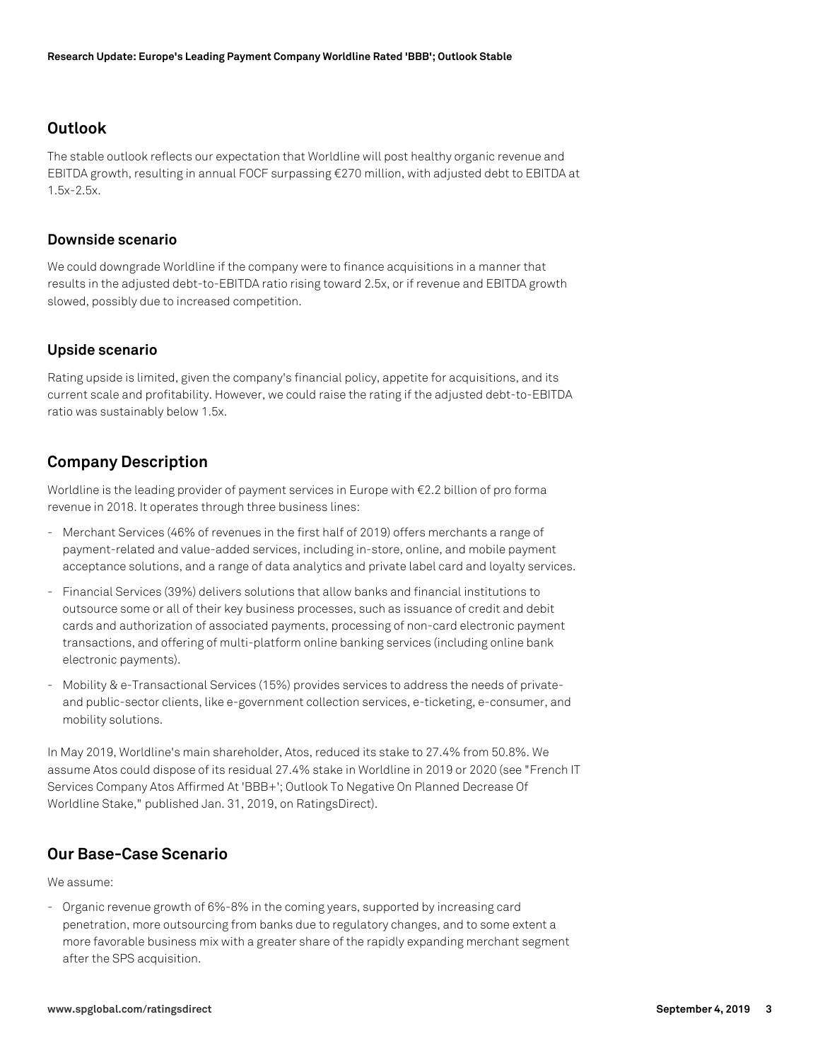## Outlook

The stable outlook reflects our expectation that Worldline will post healthy organic revenue and EBITDA growth, resulting in annual FOCF surpassing €270 million, with adjusted debt to EBITDA at 1.5x-2.5x.

### Downside scenario

We could downgrade Worldline if the company were to finance acquisitions in a manner that results in the adjusted debt-to-EBITDA ratio rising toward 2.5x, or if revenue and EBITDA growth slowed, possibly due to increased competition.

### Upside scenario

Rating upside is limited, given the company's financial policy, appetite for acquisitions, and its current scale and profitability. However, we could raise the rating if the adjusted debt-to-EBITDA ratio was sustainably below 1.5x.

## Company Description

Worldline is the leading provider of payment services in Europe with €2.2 billion of pro forma revenue in 2018. It operates through three business lines:

- Merchant Services (46% of revenues in the first half of 2019) offers merchants a range of payment-related and value-added services, including in-store, online, and mobile payment acceptance solutions, and a range of data analytics and private label card and loyalty services.
- Financial Services (39%) delivers solutions that allow banks and financial institutions to outsource some or all of their key business processes, such as issuance of credit and debit cards and authorization of associated payments, processing of non-card electronic payment transactions, and offering of multi-platform online banking services (including online bank electronic payments).
- Mobility & e-Transactional Services (15%) provides services to address the needs of private- and public-sector clients, like e-government collection services, e-ticketing, e-consumer, and mobility solutions.

In May 2019, Worldline's main shareholder, Atos, reduced its stake to 27.4% from 50.8%. We assume Atos could dispose of its residual 27.4% stake in Worldline in 2019 or 2020 (see "French IT Services Company Atos Affirmed At 'BBB+'; Outlook To Negative On Planned Decrease Of Worldline Stake," published Jan. 31, 2019, on RatingsDirect).

## Our Base-Case Scenario

We assume:

- Organic revenue growth of 6%-8% in the coming years, supported by increasing card penetration, more outsourcing from banks due to regulatory changes, and to some extent a more favorable business mix with a greater share of the rapidly expanding merchant segment after the SPS acquisition.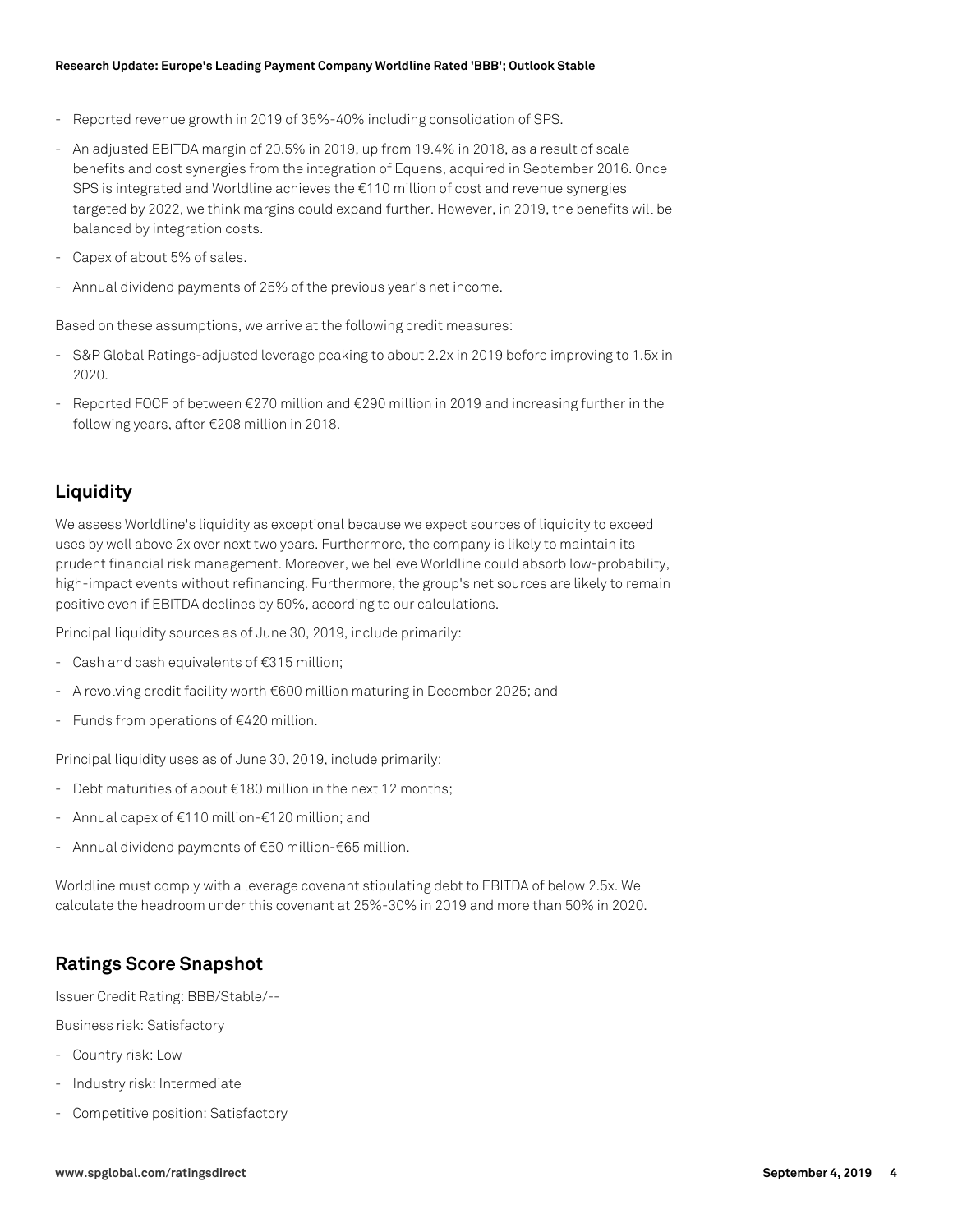- Reported revenue growth in 2019 of 35%-40% including consolidation of SPS.
- An adjusted EBITDA margin of 20.5% in 2019, up from 19.4% in 2018, as a result of scale benefits and cost synergies from the integration of Equens, acquired in September 2016. Once SPS is integrated and Worldline achieves the €110 million of cost and revenue synergies targeted by 2022, we think margins could expand further. However, in 2019, the benefits will be balanced by integration costs.
- Capex of about 5% of sales.
- Annual dividend payments of 25% of the previous year's net income.

Based on these assumptions, we arrive at the following credit measures:

- S&P Global Ratings-adjusted leverage peaking to about 2.2x in 2019 before improving to 1.5x in 2020.
- Reported FOCF of between €270 million and €290 million in 2019 and increasing further in the following years, after €208 million in 2018.

## Liquidity

We assess Worldline's liquidity as exceptional because we expect sources of liquidity to exceed uses by well above 2x over next two years. Furthermore, the company is likely to maintain its prudent financial risk management. Moreover, we believe Worldline could absorb low-probability, high-impact events without refinancing. Furthermore, the group's net sources are likely to remain positive even if EBITDA declines by 50%, according to our calculations.

Principal liquidity sources as of June 30, 2019, include primarily:

- Cash and cash equivalents of €315 million;
- A revolving credit facility worth €600 million maturing in December 2025; and
- Funds from operations of €420 million.

Principal liquidity uses as of June 30, 2019, include primarily:

- Debt maturities of about €180 million in the next 12 months;
- Annual capex of €110 million-€120 million; and
- Annual dividend payments of €50 million-€65 million.

Worldline must comply with a leverage covenant stipulating debt to EBITDA of below 2.5x. We calculate the headroom under this covenant at 25%-30% in 2019 and more than 50% in 2020.

## Ratings Score Snapshot

Issuer Credit Rating: BBB/Stable/--

Business risk: Satisfactory

- Country risk: Low
- Industry risk: Intermediate
- Competitive position: Satisfactory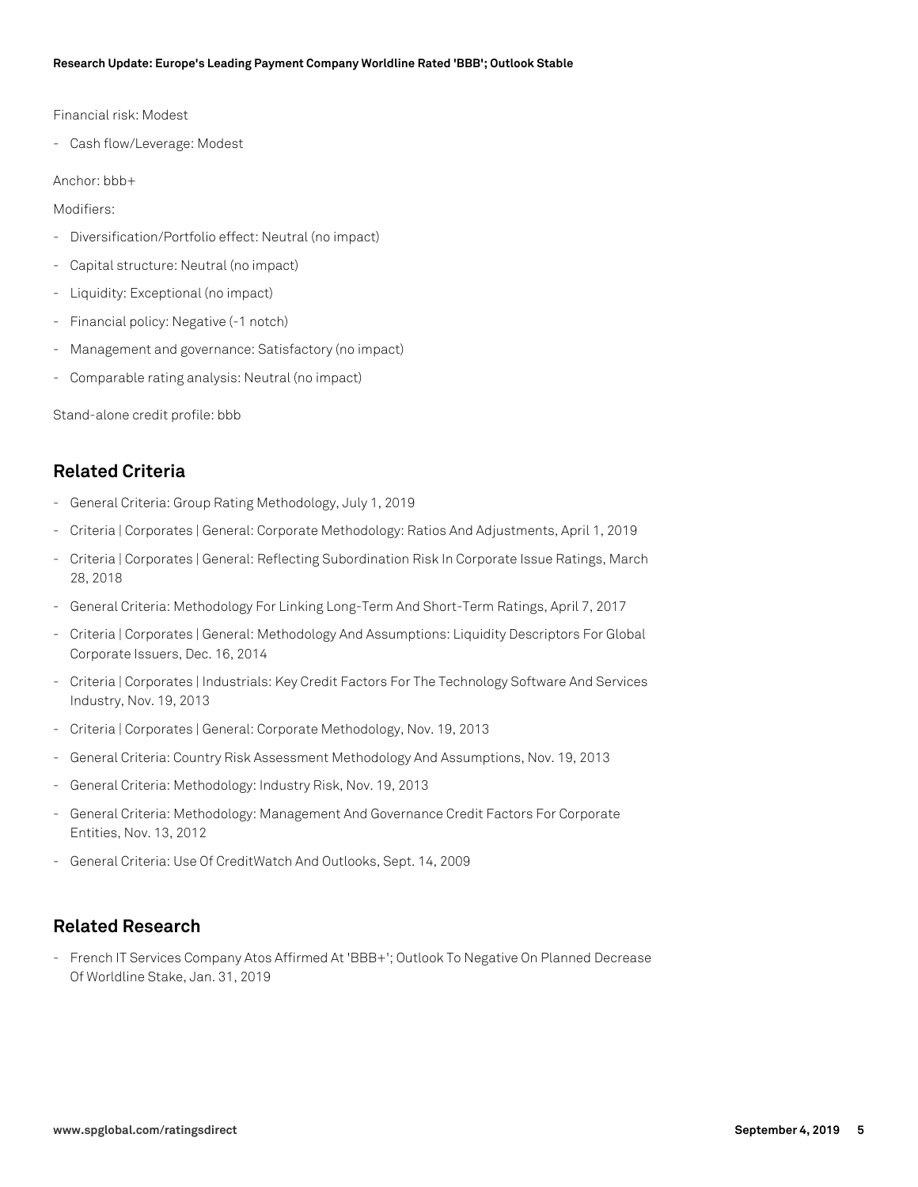Financial risk: Modest

- Cash flow/Leverage: Modest

Anchor: bbb+

Modifiers:

- Diversification/Portfolio effect: Neutral (no impact)
- Capital structure: Neutral (no impact)
- Liquidity: Exceptional (no impact)
- Financial policy: Negative (-1 notch)
- Management and governance: Satisfactory (no impact)
- Comparable rating analysis: Neutral (no impact)

Stand-alone credit profile: bbb

## Related Criteria

- General Criteria: Group Rating Methodology, July 1, 2019
- Criteria | Corporates | General: Corporate Methodology: Ratios And Adjustments, April 1, 2019
- Criteria | Corporates | General: Reflecting Subordination Risk In Corporate Issue Ratings, March 28, 2018
- General Criteria: Methodology For Linking Long-Term And Short-Term Ratings, April 7, 2017
- Criteria | Corporates | General: Methodology And Assumptions: Liquidity Descriptors For Global Corporate Issuers, Dec. 16, 2014
- Criteria | Corporates | Industrials: Key Credit Factors For The Technology Software And Services Industry, Nov. 19, 2013
- Criteria | Corporates | General: Corporate Methodology, Nov. 19, 2013
- General Criteria: Country Risk Assessment Methodology And Assumptions, Nov. 19, 2013
- General Criteria: Methodology: Industry Risk, Nov. 19, 2013
- General Criteria: Methodology: Management And Governance Credit Factors For Corporate Entities, Nov. 13, 2012
- General Criteria: Use Of CreditWatch And Outlooks, Sept. 14, 2009

## Related Research

- French IT Services Company Atos Affirmed At 'BBB+'; Outlook To Negative On Planned Decrease Of Worldline Stake, Jan. 31, 2019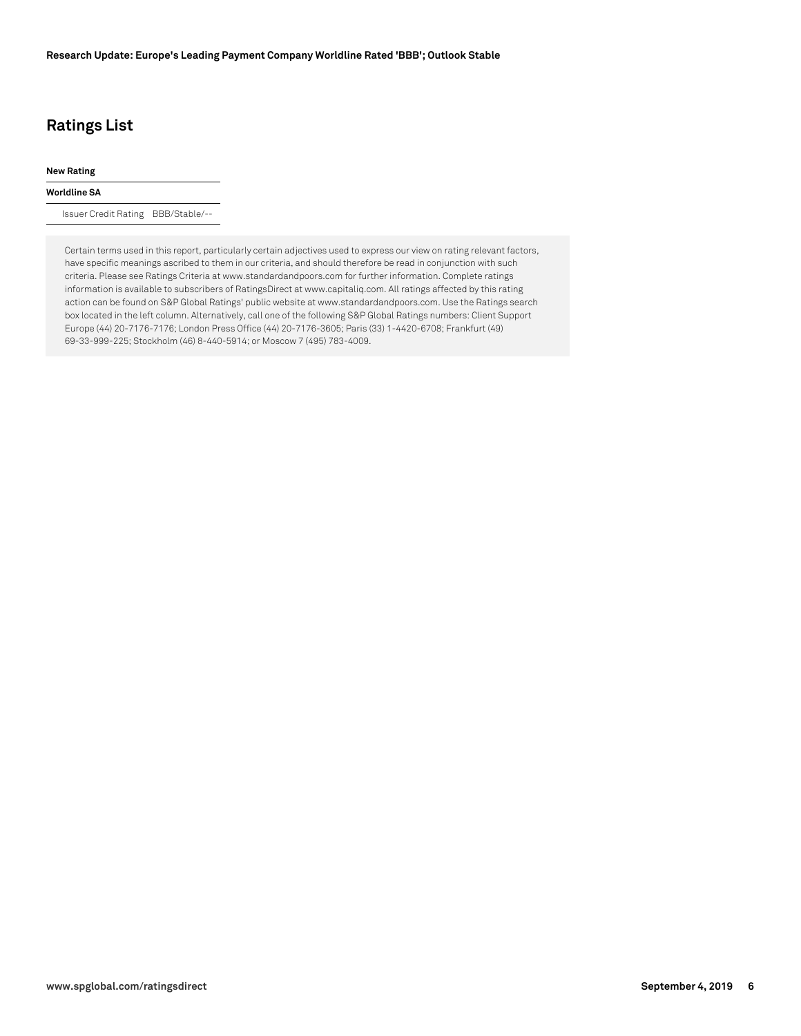## Ratings List

| New Rating | |
|---|---|
| **Worldline SA** | |
| Issuer Credit Rating | BBB/Stable/-- |

Certain terms used in this report, particularly certain adjectives used to express our view on rating relevant factors, have specific meanings ascribed to them in our criteria, and should therefore be read in conjunction with such criteria. Please see Ratings Criteria at www.standardandpoors.com for further information. Complete ratings information is available to subscribers of RatingsDirect at www.capitaliq.com. All ratings affected by this rating action can be found on S&P Global Ratings' public website at www.standardandpoors.com. Use the Ratings search box located in the left column. Alternatively, call one of the following S&P Global Ratings numbers: Client Support Europe (44) 20-7176-7176; London Press Office (44) 20-7176-3605; Paris (33) 1-4420-6708; Frankfurt (49) 69-33-999-225; Stockholm (46) 8-440-5914; or Moscow 7 (495) 783-4009.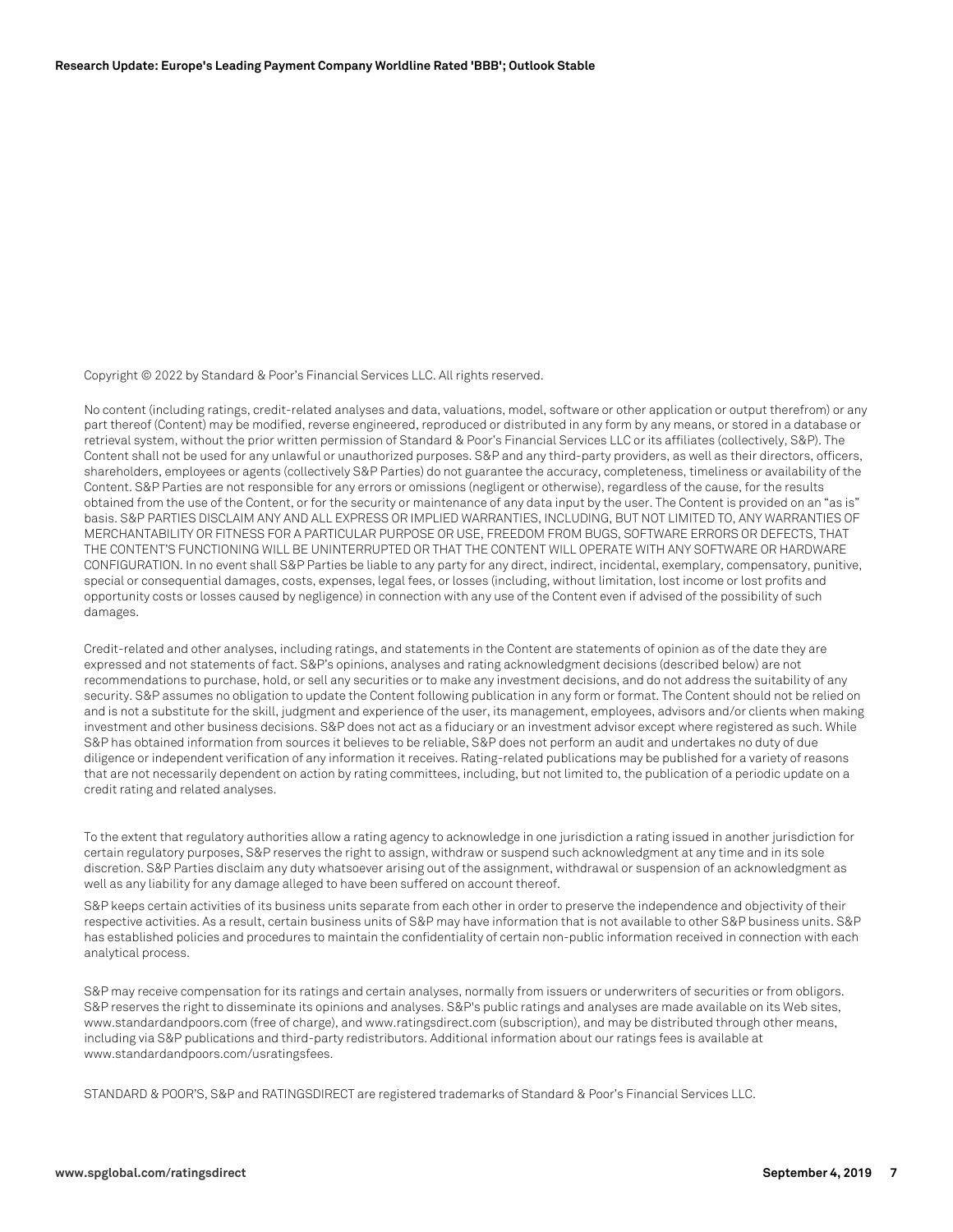Copyright © 2022 by Standard & Poor's Financial Services LLC. All rights reserved.

No content (including ratings, credit-related analyses and data, valuations, model, software or other application or output therefrom) or any part thereof (Content) may be modified, reverse engineered, reproduced or distributed in any form by any means, or stored in a database or retrieval system, without the prior written permission of Standard & Poor's Financial Services LLC or its affiliates (collectively, S&P). The Content shall not be used for any unlawful or unauthorized purposes. S&P and any third-party providers, as well as their directors, officers, shareholders, employees or agents (collectively S&P Parties) do not guarantee the accuracy, completeness, timeliness or availability of the Content. S&P Parties are not responsible for any errors or omissions (negligent or otherwise), regardless of the cause, for the results obtained from the use of the Content, or for the security or maintenance of any data input by the user. The Content is provided on an "as is" basis. S&P PARTIES DISCLAIM ANY AND ALL EXPRESS OR IMPLIED WARRANTIES, INCLUDING, BUT NOT LIMITED TO, ANY WARRANTIES OF MERCHANTABILITY OR FITNESS FOR A PARTICULAR PURPOSE OR USE, FREEDOM FROM BUGS, SOFTWARE ERRORS OR DEFECTS, THAT THE CONTENT'S FUNCTIONING WILL BE UNINTERRUPTED OR THAT THE CONTENT WILL OPERATE WITH ANY SOFTWARE OR HARDWARE CONFIGURATION. In no event shall S&P Parties be liable to any party for any direct, indirect, incidental, exemplary, compensatory, punitive, special or consequential damages, costs, expenses, legal fees, or losses (including, without limitation, lost income or lost profits and opportunity costs or losses caused by negligence) in connection with any use of the Content even if advised of the possibility of such damages.

Credit-related and other analyses, including ratings, and statements in the Content are statements of opinion as of the date they are expressed and not statements of fact. S&P's opinions, analyses and rating acknowledgment decisions (described below) are not recommendations to purchase, hold, or sell any securities or to make any investment decisions, and do not address the suitability of any security. S&P assumes no obligation to update the Content following publication in any form or format. The Content should not be relied on and is not a substitute for the skill, judgment and experience of the user, its management, employees, advisors and/or clients when making investment and other business decisions. S&P does not act as a fiduciary or an investment advisor except where registered as such. While S&P has obtained information from sources it believes to be reliable, S&P does not perform an audit and undertakes no duty of due diligence or independent verification of any information it receives. Rating-related publications may be published for a variety of reasons that are not necessarily dependent on action by rating committees, including, but not limited to, the publication of a periodic update on a credit rating and related analyses.

To the extent that regulatory authorities allow a rating agency to acknowledge in one jurisdiction a rating issued in another jurisdiction for certain regulatory purposes, S&P reserves the right to assign, withdraw or suspend such acknowledgment at any time and in its sole discretion. S&P Parties disclaim any duty whatsoever arising out of the assignment, withdrawal or suspension of an acknowledgment as well as any liability for any damage alleged to have been suffered on account thereof.

S&P keeps certain activities of its business units separate from each other in order to preserve the independence and objectivity of their respective activities. As a result, certain business units of S&P may have information that is not available to other S&P business units. S&P has established policies and procedures to maintain the confidentiality of certain non-public information received in connection with each analytical process.

S&P may receive compensation for its ratings and certain analyses, normally from issuers or underwriters of securities or from obligors. S&P reserves the right to disseminate its opinions and analyses. S&P's public ratings and analyses are made available on its Web sites, www.standardandpoors.com (free of charge), and www.ratingsdirect.com (subscription), and may be distributed through other means, including via S&P publications and third-party redistributors. Additional information about our ratings fees is available at www.standardandpoors.com/usratingsfees.

STANDARD & POOR'S, S&P and RATINGSDIRECT are registered trademarks of Standard & Poor's Financial Services LLC.